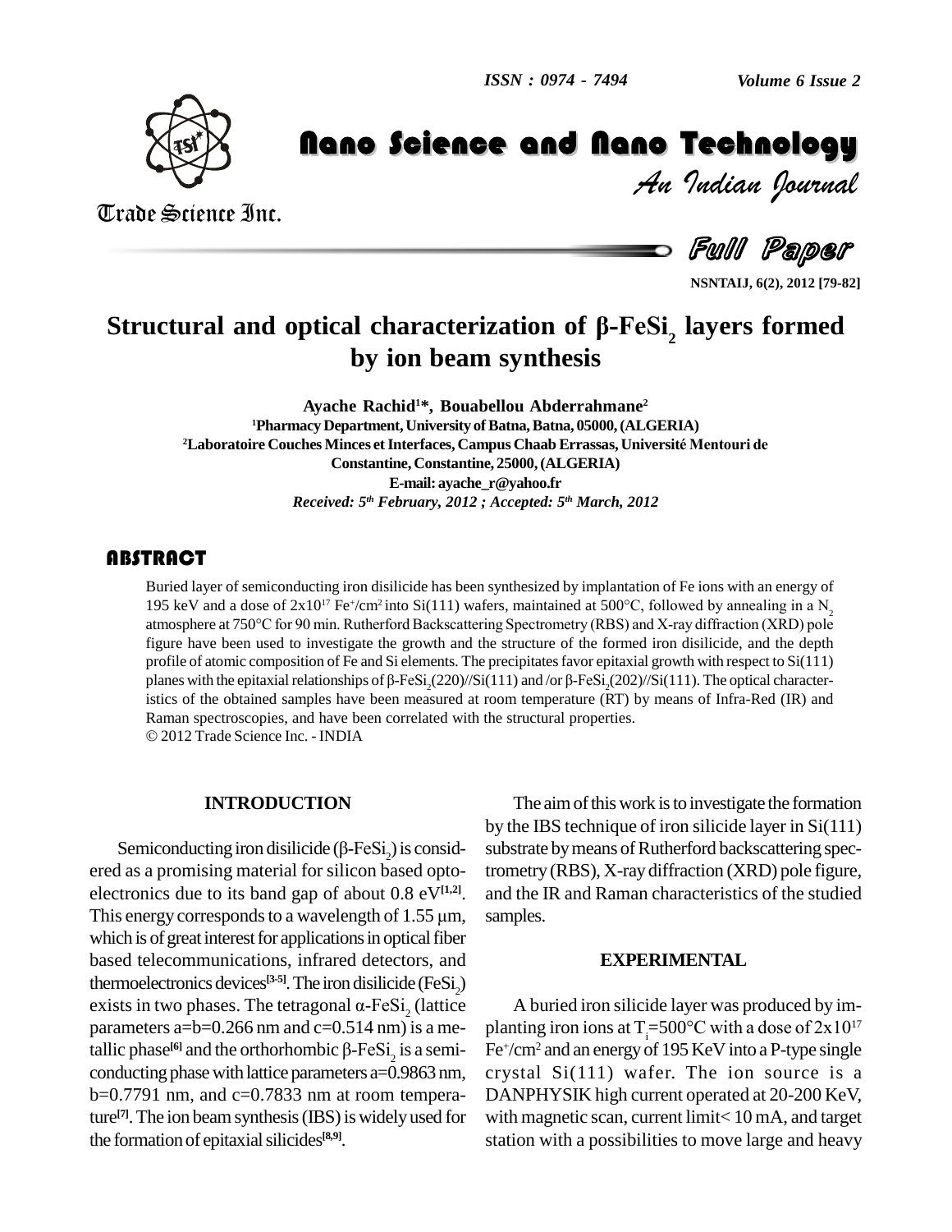# Structural and optical characterization of β-$FeSi_2$ layers formed by ion beam synthesis

**Ayache Rachid[1]*, Bouabellou Abderrahmane[2]**

[1]Pharmacy Department, University of Batna, Batna, 05000, (ALGERIA)

[2]Laboratoire Couches Minces et Interfaces, Campus Chaab Errassas, Université Mentouri de Constantine, Constantine, 25000, (ALGERIA)

E-mail: ayache_r@yahoo.fr

*Received: 5th February, 2012 ; Accepted: 5th March, 2012*

## ABSTRACT

Buried layer of semiconducting iron disilicide has been synthesized by implantation of Fe ions with an energy of 195 keV and a dose of $2x10^{17}$ $Fe^+/cm^2$ into Si(111) wafers, maintained at 500°C, followed by annealing in a $N_2$ atmosphere at 750°C for 90 min. Rutherford Backscattering Spectrometry (RBS) and X-ray diffraction (XRD) pole figure have been used to investigate the growth and the structure of the formed iron disilicide, and the depth profile of atomic composition of Fe and Si elements. The precipitates favor epitaxial growth with respect to Si(111) planes with the epitaxial relationships of β-$FeSi_2$(220)//Si(111) and /or β-$FeSi_2$(202)//Si(111). The optical characteristics of the obtained samples have been measured at room temperature (RT) by means of Infra-Red (IR) and Raman spectroscopies, and have been correlated with the structural properties.

© 2012 Trade Science Inc. - INDIA

## INTRODUCTION

Semiconducting iron disilicide (β-$FeSi_2$) is considered as a promising material for silicon based optoelectronics due to its band gap of about 0.8 eV[1,2]. This energy corresponds to a wavelength of 1.55 μm, which is of great interest for applications in optical fiber based telecommunications, infrared detectors, and thermoelectronics devices[3-5]. The iron disilicide ($FeSi_2$) exists in two phases. The tetragonal α-$FeSi_2$ (lattice parameters a=b=0.266 nm and c=0.514 nm) is a metallic phase[6] and the orthorhombic β-$FeSi_2$ is a semiconducting phase with lattice parameters a=0.9863 nm, b=0.7791 nm, and c=0.7833 nm at room temperature[7]. The ion beam synthesis (IBS) is widely used for the formation of epitaxial silicides[8,9].

The aim of this work is to investigate the formation by the IBS technique of iron silicide layer in Si(111) substrate by means of Rutherford backscattering spectrometry (RBS), X-ray diffraction (XRD) pole figure, and the IR and Raman characteristics of the studied samples.

## EXPERIMENTAL

A buried iron silicide layer was produced by implanting iron ions at $T_i$=500°C with a dose of $2x10^{17}$ $Fe^+/cm^2$ and an energy of 195 KeV into a P-type single crystal Si(111) wafer. The ion source is a DANPHYSIK high current operated at 20-200 KeV, with magnetic scan, current limit< 10 mA, and target station with a possibilities to move large and heavy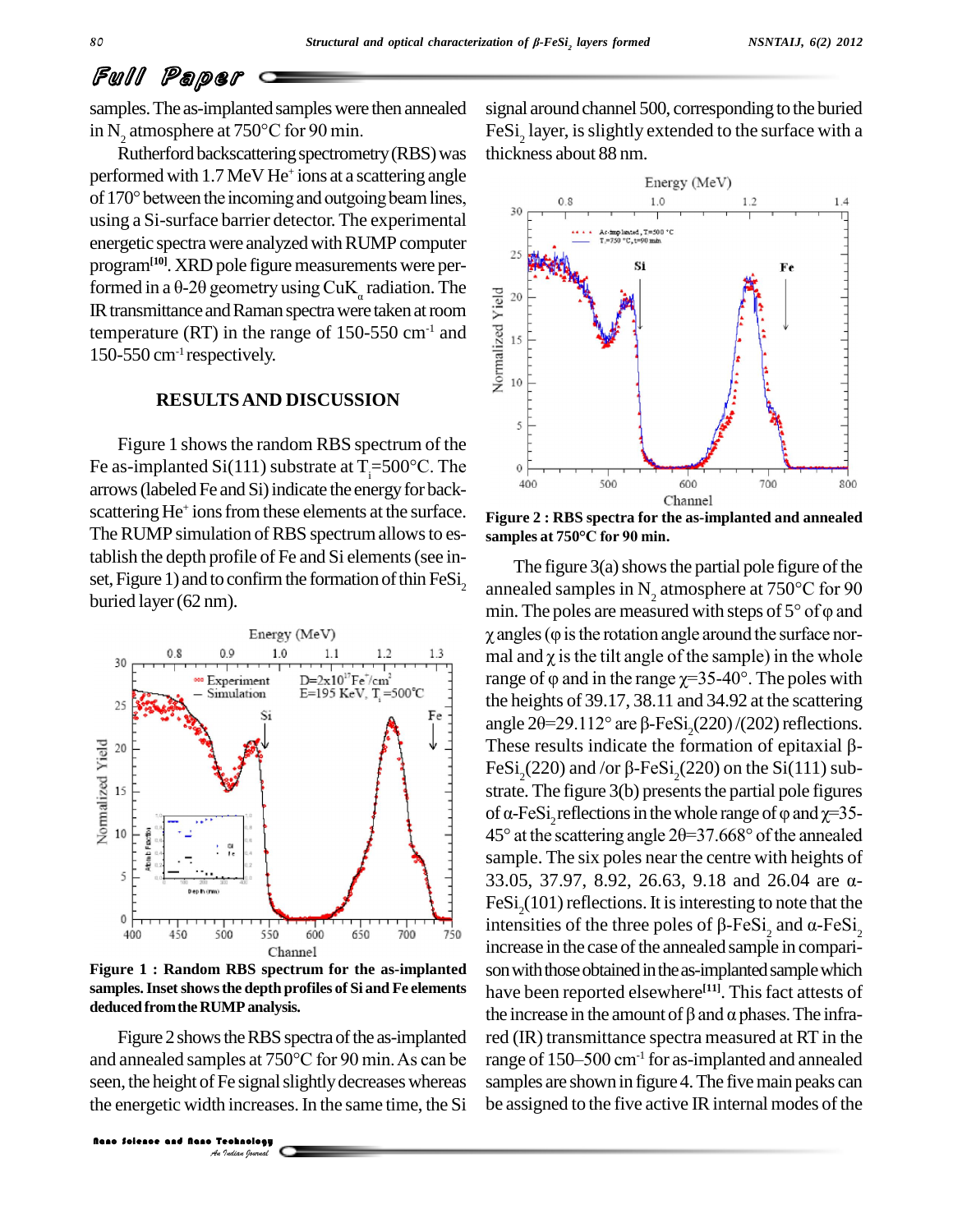samples. The as-implanted samples were then annealed in $N_2$ atmosphere at 750°C for 90 min.

Rutherford backscattering spectrometry (RBS) was performed with 1.7 MeV $He^+$ ions at a scattering angle of 170° between the incoming and outgoing beam lines, using a Si-surface barrier detector. The experimental energetic spectra were analyzed with RUMP computer program[10]. XRD pole figure measurements were performed in a θ-2θ geometry using $CuK_\alpha$ radiation. The IR transmittance and Raman spectra were taken at room temperature (RT) in the range of 150-550 $cm^{-1}$ and 150-550 $cm^{-1}$ respectively.

## RESULTS AND DISCUSSION

Figure 1 shows the random RBS spectrum of the Fe as-implanted Si(111) substrate at $T_i$=500°C. The arrows (labeled Fe and Si) indicate the energy for backscattering $He^+$ ions from these elements at the surface. The RUMP simulation of RBS spectrum allows to establish the depth profile of Fe and Si elements (see inset, Figure 1) and to confirm the formation of thin $FeSi_2$ buried layer (62 nm).

**Figure 1 : Random RBS spectrum for the as-implanted samples. Inset shows the depth profiles of Si and Fe elements deduced from the RUMP analysis.**

Figure 2 shows the RBS spectra of the as-implanted and annealed samples at 750°C for 90 min. As can be seen, the height of Fe signal slightly decreases whereas the energetic width increases. In the same time, the Si signal around channel 500, corresponding to the buried $FeSi_2$ layer, is slightly extended to the surface with a thickness about 88 nm.

**Figure 2 : RBS spectra for the as-implanted and annealed samples at 750°C for 90 min.**

The figure 3(a) shows the partial pole figure of the annealed samples in $N_2$ atmosphere at 750°C for 90 min. The poles are measured with steps of 5° of φ and χ angles (φ is the rotation angle around the surface normal and χ is the tilt angle of the sample) in the whole range of φ and in the range χ=35-40°. The poles with the heights of 39.17, 38.11 and 34.92 at the scattering angle 2θ=29.112° are β-$FeSi_2$(220)/(202) reflections. These results indicate the formation of epitaxial β-$FeSi_2$(220) and /or β-$FeSi_2$(220) on the Si(111) substrate. The figure 3(b) presents the partial pole figures of α-$FeSi_2$ reflections in the whole range of φ and χ=35-45° at the scattering angle 2θ=37.668° of the annealed sample. The six poles near the centre with heights of 33.05, 37.97, 8.92, 26.63, 9.18 and 26.04 are α-$FeSi_2$(101) reflections. It is interesting to note that the intensities of the three poles of β-$FeSi_2$ and α-$FeSi_2$ increase in the case of the annealed sample in comparison with those obtained in the as-implanted sample which have been reported elsewhere[11]. This fact attests of the increase in the amount of β and α phases. The infrared (IR) transmittance spectra measured at RT in the range of 150–500 $cm^{-1}$ for as-implanted and annealed samples are shown in figure 4. The five main peaks can be assigned to the five active IR internal modes of the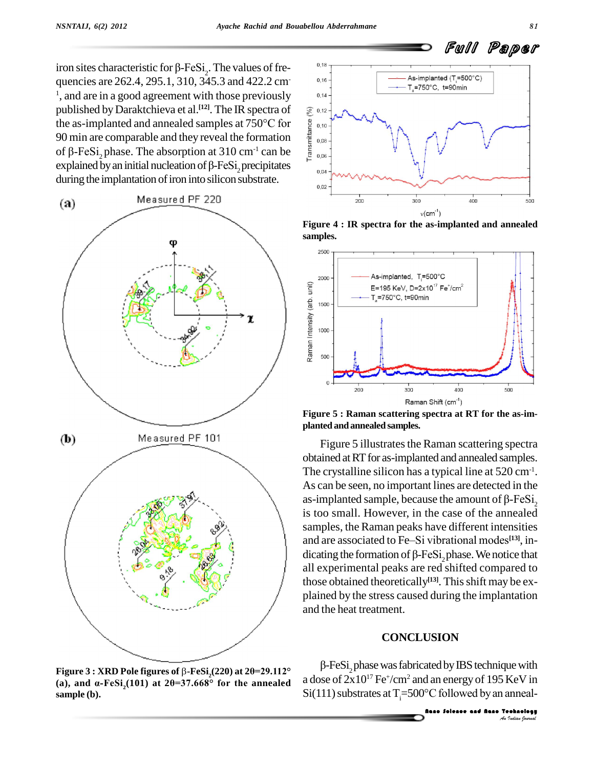iron sites characteristic for β-$FeSi_2$. The values of frequencies are 262.4, 295.1, 310, 345.3 and 422.2 $cm^{-1}$, and are in a good agreement with those previously published by Daraktchieva et al.[12]. The IR spectra of the as-implanted and annealed samples at 750°C for 90 min are comparable and they reveal the formation of β-$FeSi_2$ phase. The absorption at 310 $cm^{-1}$ can be explained by an initial nucleation of β-$FeSi_2$ precipitates during the implantation of iron into silicon substrate.

**Figure 3 : XRD Pole figures of β-$FeSi_2$(220) at 2θ=29.112° (a), and α-$FeSi_2$(101) at 2θ=37.668° for the annealed sample (b).**

**Figure 4 : IR spectra for the as-implanted and annealed samples.**

**Figure 5 : Raman scattering spectra at RT for the as-implanted and annealed samples.**

Figure 5 illustrates the Raman scattering spectra obtained at RT for as-implanted and annealed samples. The crystalline silicon has a typical line at 520 $cm^{-1}$. As can be seen, no important lines are detected in the as-implanted sample, because the amount of β-$FeSi_2$ is too small. However, in the case of the annealed samples, the Raman peaks have different intensities and are associated to Fe–Si vibrational modes[13], indicating the formation of β-$FeSi_2$ phase. We notice that all experimental peaks are red shifted compared to those obtained theoretically[13]. This shift may be explained by the stress caused during the implantation and the heat treatment.

## CONCLUSION

β-$FeSi_2$ phase was fabricated by IBS technique with a dose of $2x10^{17}$ $Fe^+/cm^2$ and an energy of 195 KeV in Si(111) substrates at $T_i$=500°C followed by an anneal-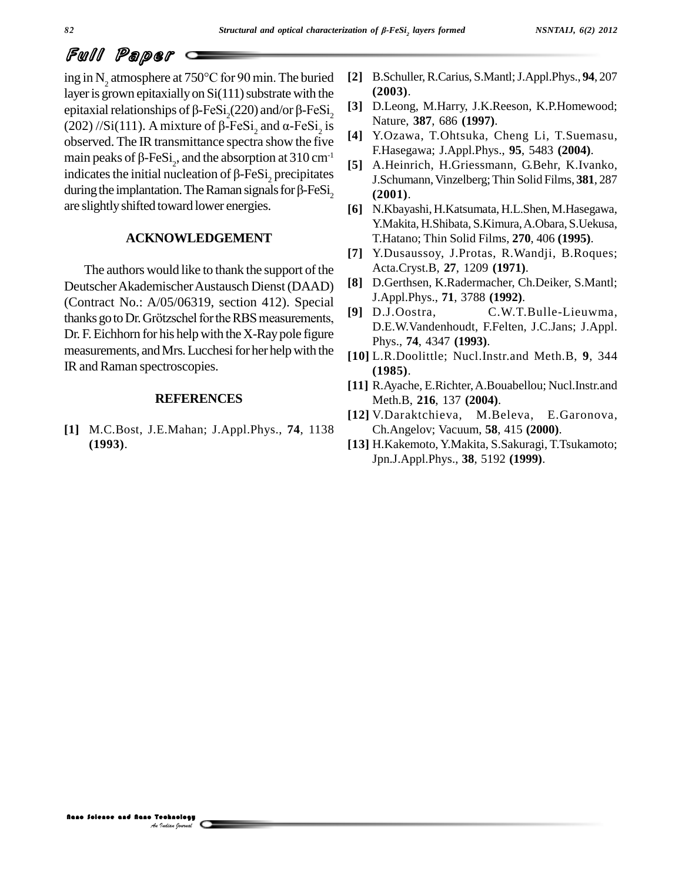ing in $N_2$ atmosphere at 750°C for 90 min. The buried layer is grown epitaxially on Si(111) substrate with the epitaxial relationships of β-$FeSi_2$(220) and/or β-$FeSi_2$ (202) //Si(111). A mixture of β-$FeSi_2$ and α-$FeSi_2$ is observed. The IR transmittance spectra show the five main peaks of β-$FeSi_2$, and the absorption at 310 $cm^{-1}$ indicates the initial nucleation of β-$FeSi_2$ precipitates during the implantation. The Raman signals for β-$FeSi_2$ are slightly shifted toward lower energies.

## ACKNOWLEDGEMENT

The authors would like to thank the support of the Deutscher Akademischer Austausch Dienst (DAAD) (Contract No.: A/05/06319, section 412). Special thanks go to Dr. Grötzschel for the RBS measurements, Dr. F. Eichhorn for his help with the X-Ray pole figure measurements, and Mrs. Lucchesi for her help with the IR and Raman spectroscopies.

## REFERENCES

**[1]** M.C.Bost, J.E.Mahan; J.Appl.Phys., **74**, 1138 **(1993)**.

**[2]** B.Schuller, R.Carius, S.Mantl; J.Appl.Phys., **94**, 207 **(2003)**.

**[3]** D.Leong, M.Harry, J.K.Reeson, K.P.Homewood; Nature, **387**, 686 **(1997)**.

**[4]** Y.Ozawa, T.Ohtsuka, Cheng Li, T.Suemasu, F.Hasegawa; J.Appl.Phys., **95**, 5483 **(2004)**.

**[5]** A.Heinrich, H.Griessmann, G.Behr, K.Ivanko, J.Schumann, Vinzelberg; Thin Solid Films, **381**, 287 **(2001)**.

**[6]** N.Kbayashi, H.Katsumata, H.L.Shen, M.Hasegawa, Y.Makita, H.Shibata, S.Kimura, A.Obara, S.Uekusa, T.Hatano; Thin Solid Films, **270**, 406 **(1995)**.

**[7]** Y.Dusaussoy, J.Protas, R.Wandji, B.Roques; Acta.Cryst.B, **27**, 1209 **(1971)**.

**[8]** D.Gerthsen, K.Radermacher, Ch.Deiker, S.Mantl; J.Appl.Phys., **71**, 3788 **(1992)**.

**[9]** D.J.Oostra, C.W.T.Bulle-Lieuwma, D.E.W.Vandenhoudt, F.Felten, J.C.Jans; J.Appl. Phys., **74**, 4347 **(1993)**.

**[10]** L.R.Doolittle; Nucl.Instr.and Meth.B, **9**, 344 **(1985)**.

**[11]** R.Ayache, E.Richter, A.Bouabellou; Nucl.Instr.and Meth.B, **216**, 137 **(2004)**.

**[12]** V.Daraktchieva, M.Beleva, E.Garonova, Ch.Angelov; Vacuum, **58**, 415 **(2000)**.

**[13]** H.Kakemoto, Y.Makita, S.Sakuragi, T.Tsukamoto; Jpn.J.Appl.Phys., **38**, 5192 **(1999)**.